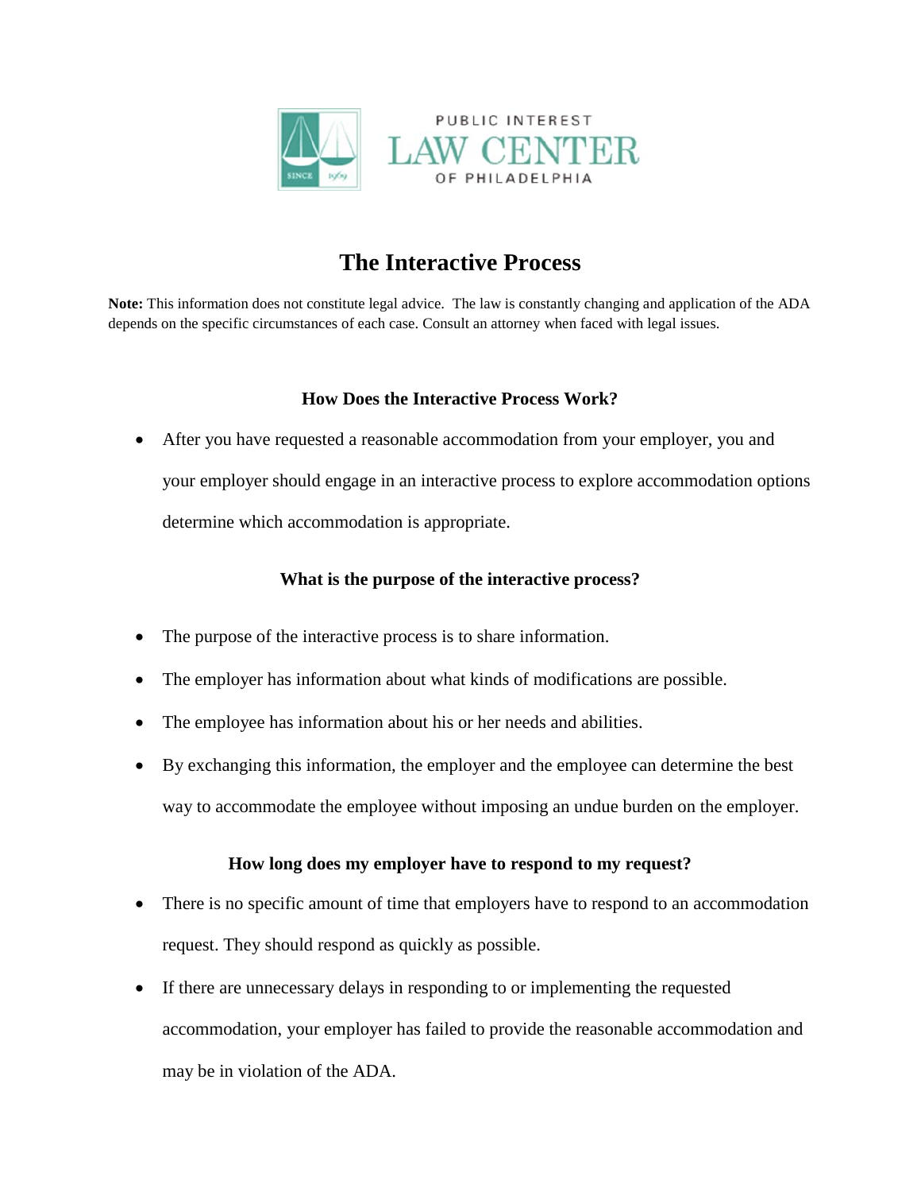PUBLIC INTEREST
LAW CENTER
OF PHILADELPHIA

# The Interactive Process

**Note:** This information does not constitute legal advice. The law is constantly changing and application of the ADA depends on the specific circumstances of each case. Consult an attorney when faced with legal issues.

### How Does the Interactive Process Work?

- After you have requested a reasonable accommodation from your employer, you and your employer should engage in an interactive process to explore accommodation options determine which accommodation is appropriate.

### What is the purpose of the interactive process?

- The purpose of the interactive process is to share information.
- The employer has information about what kinds of modifications are possible.
- The employee has information about his or her needs and abilities.
- By exchanging this information, the employer and the employee can determine the best way to accommodate the employee without imposing an undue burden on the employer.

### How long does my employer have to respond to my request?

- There is no specific amount of time that employers have to respond to an accommodation request. They should respond as quickly as possible.
- If there are unnecessary delays in responding to or implementing the requested accommodation, your employer has failed to provide the reasonable accommodation and may be in violation of the ADA.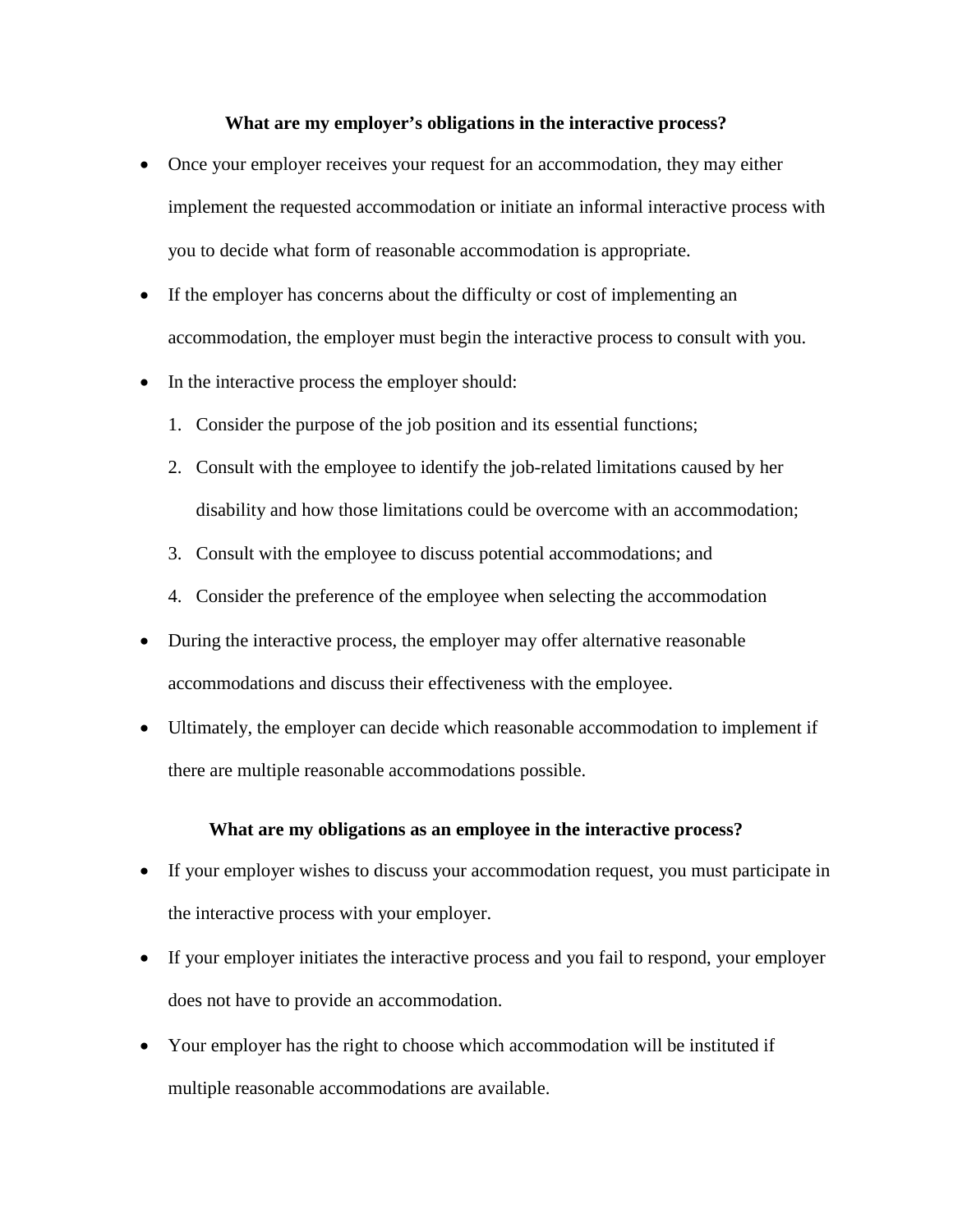### What are my employer's obligations in the interactive process?

- Once your employer receives your request for an accommodation, they may either implement the requested accommodation or initiate an informal interactive process with you to decide what form of reasonable accommodation is appropriate.
- If the employer has concerns about the difficulty or cost of implementing an accommodation, the employer must begin the interactive process to consult with you.
- In the interactive process the employer should:
  1. Consider the purpose of the job position and its essential functions;
  2. Consult with the employee to identify the job-related limitations caused by her disability and how those limitations could be overcome with an accommodation;
  3. Consult with the employee to discuss potential accommodations; and
  4. Consider the preference of the employee when selecting the accommodation
- During the interactive process, the employer may offer alternative reasonable accommodations and discuss their effectiveness with the employee.
- Ultimately, the employer can decide which reasonable accommodation to implement if there are multiple reasonable accommodations possible.

### What are my obligations as an employee in the interactive process?

- If your employer wishes to discuss your accommodation request, you must participate in the interactive process with your employer.
- If your employer initiates the interactive process and you fail to respond, your employer does not have to provide an accommodation.
- Your employer has the right to choose which accommodation will be instituted if multiple reasonable accommodations are available.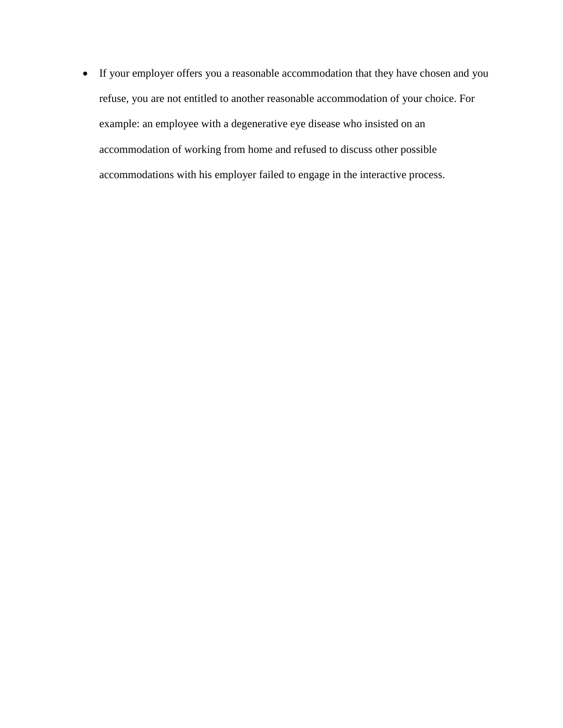- If your employer offers you a reasonable accommodation that they have chosen and you refuse, you are not entitled to another reasonable accommodation of your choice. For example: an employee with a degenerative eye disease who insisted on an accommodation of working from home and refused to discuss other possible accommodations with his employer failed to engage in the interactive process.